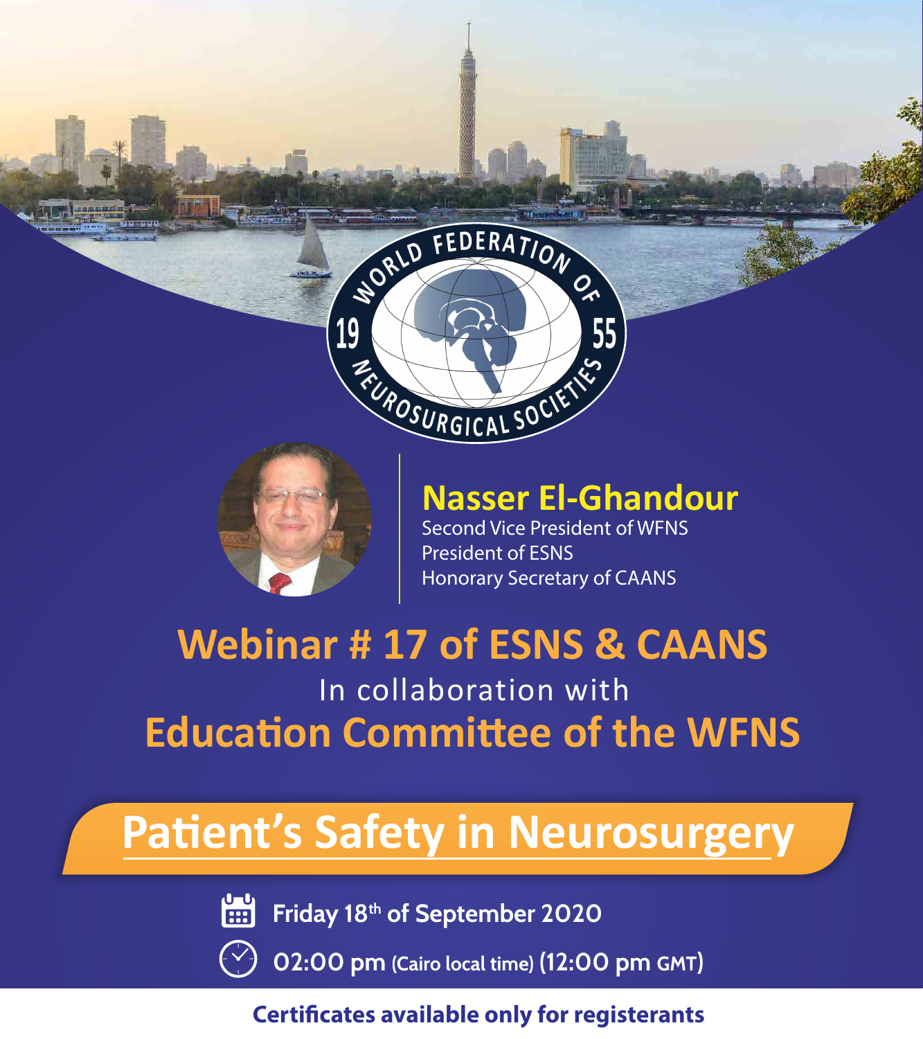WORLD FEDERATION OF NEUROSURGICAL SOCIETIES 1955

## Nasser El-Ghandour

Second Vice President of WFNS
President of ESNS
Honorary Secretary of CAANS

# Webinar # 17 of ESNS & CAANS

In collaboration with

# Education Committee of the WFNS

# Patient's Safety in Neurosurgery

Friday 18th of September 2020

02:00 pm (Cairo local time) (12:00 pm GMT)

**Certificates available only for registerants**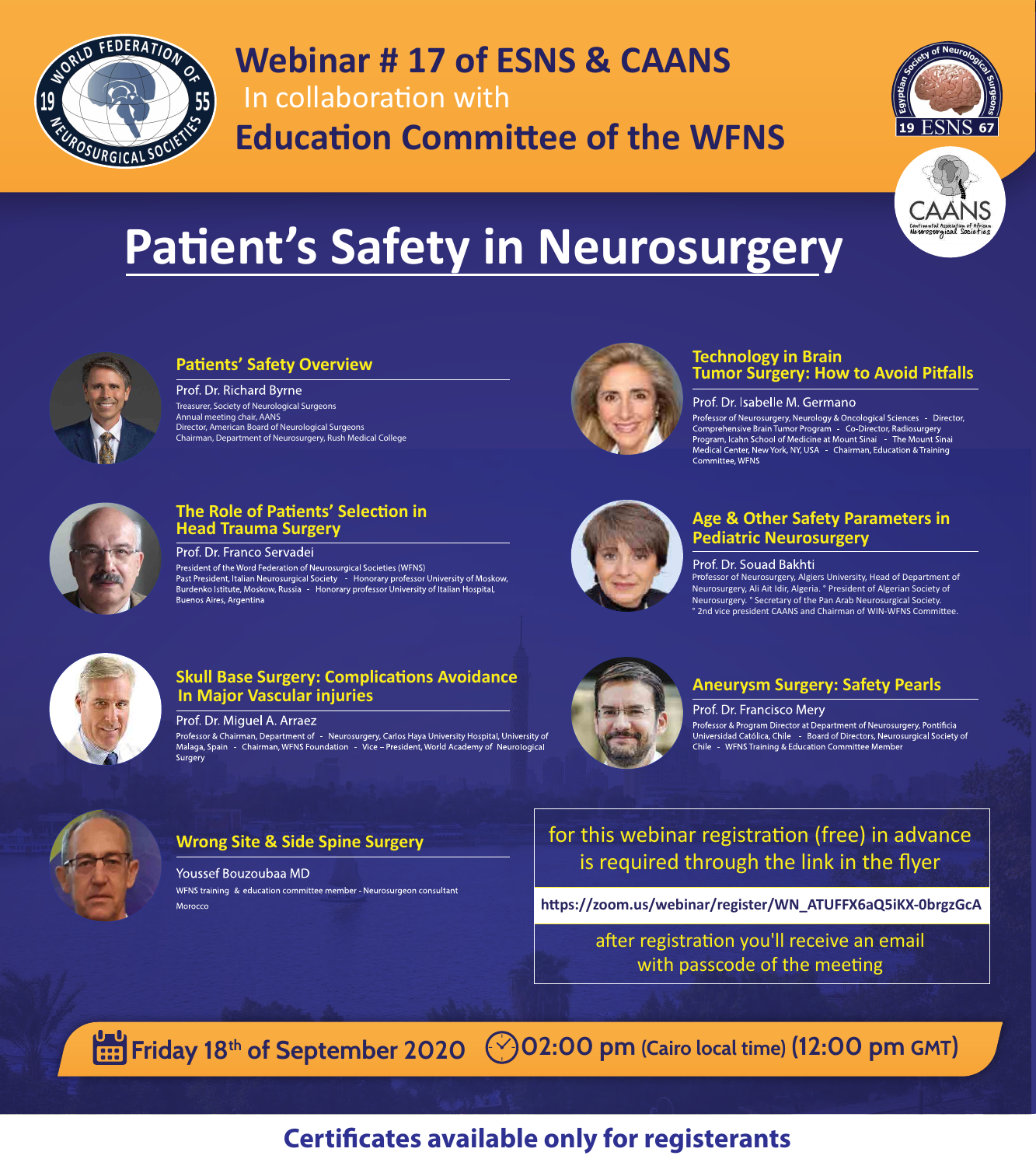# Webinar # 17 of ESNS & CAANS

In collaboration with

## Education Committee of the WFNS

# Patient's Safety in Neurosurgery

### Patients' Safety Overview

Prof. Dr. Richard Byrne

Treasurer, Society of Neurological Surgeons
Annual meeting chair, AANS
Director, American Board of Neurological Surgeons
Chairman, Department of Neurosurgery, Rush Medical College

### Technology in Brain Tumor Surgery: How to Avoid Pitfalls

Prof. Dr. Isabelle M. Germano

Professor of Neurosurgery, Neurology & Oncological Sciences - Director, Comprehensive Brain Tumor Program - Co-Director, Radiosurgery Program, Icahn School of Medicine at Mount Sinai - The Mount Sinai Medical Center, New York, NY, USA - Chairman, Education & Training Committee, WFNS

### The Role of Patients' Selection in Head Trauma Surgery

Prof. Dr. Franco Servadei

President of the Word Federation of Neurosurgical Societies (WFNS)
Past President, Italian Neurosurgical Society - Honorary professor University of Moskow, Burdenko Istitute, Moskow, Russia - Honorary professor University of Italian Hospital, Buenos Aires, Argentina

### Age & Other Safety Parameters in Pediatric Neurosurgery

Prof. Dr. Souad Bakhti

Professor of Neurosurgery, Algiers University, Head of Department of Neurosurgery, Ali Ait Idir, Algeria. ° President of Algerian Society of Neurosurgery. ° Secretary of the Pan Arab Neurosurgical Society.
° 2nd vice president CAANS and Chairman of WIN-WFNS Committee.

### Skull Base Surgery: Complications Avoidance In Major Vascular injuries

Prof. Dr. Miguel A. Arraez

Professor & Chairman, Department of - Neurosurgery, Carlos Haya University Hospital, University of Malaga, Spain - Chairman, WFNS Foundation - Vice – President, World Academy of Neurological Surgery

### Aneurysm Surgery: Safety Pearls

Prof. Dr. Francisco Mery

Professor & Program Director at Department of Neurosurgery, Pontificia Universidad Católica, Chile - Board of Directors, Neurosurgical Society of Chile - WFNS Training & Education Committee Member

### Wrong Site & Side Spine Surgery

Youssef Bouzoubaa MD

WFNS training & education committee member - Neurosurgeon consultant
Morocco

for this webinar registration (free) in advance is required through the link in the flyer

**https://zoom.us/webinar/register/WN_ATUFFX6aQ5iKX-0brgzGcA**

after registration you'll receive an email with passcode of the meeting

**Friday 18th of September 2020** **02:00 pm** (Cairo local time) **(12:00 pm GMT)**

**Certificates available only for registerants**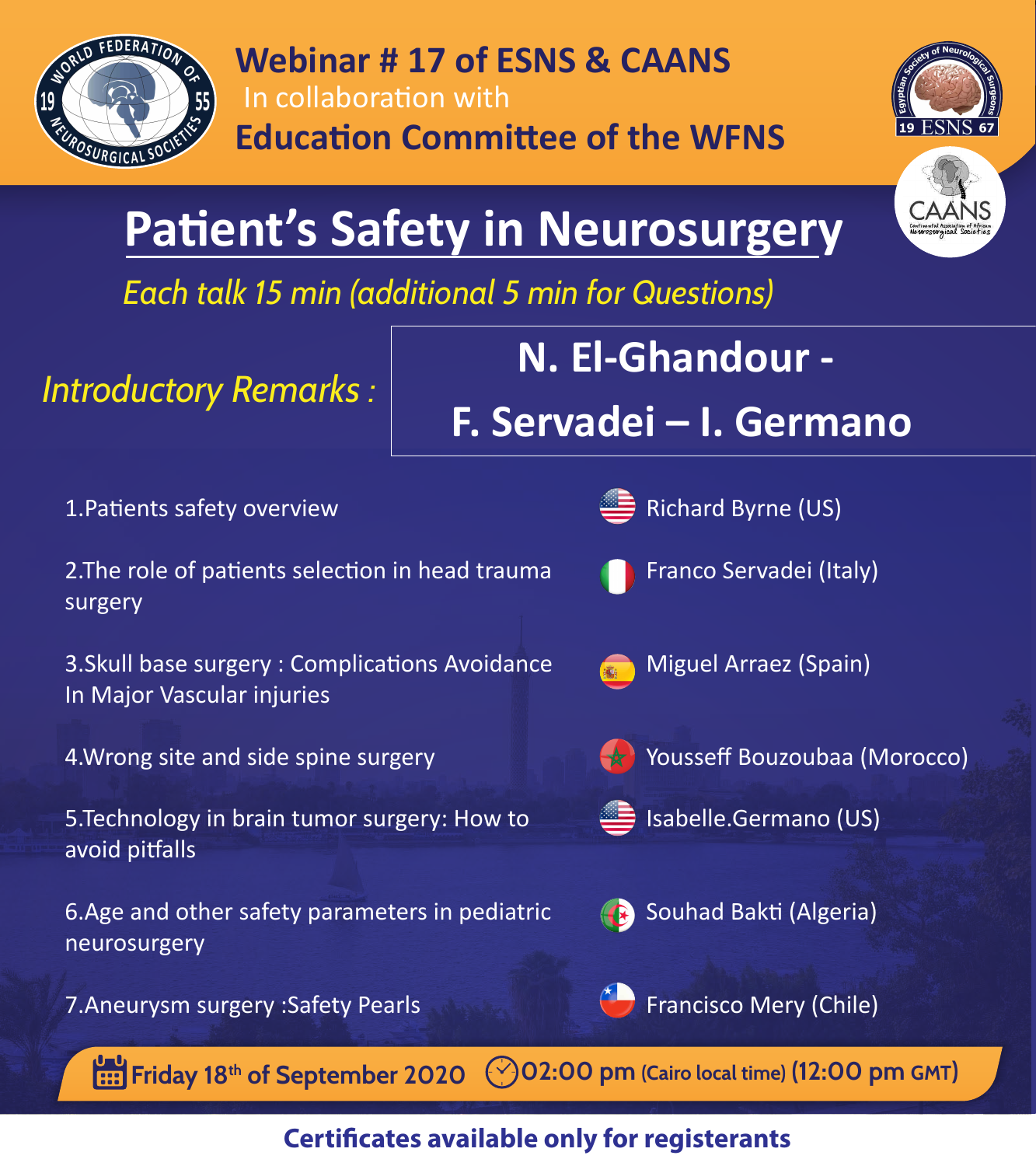# Webinar # 17 of ESNS & CAANS

In collaboration with

**Education Committee of the WFNS**

# Patient's Safety in Neurosurgery

*Each talk 15 min (additional 5 min for Questions)*

*Introductory Remarks :* **N. El-Ghandour - F. Servadei – I. Germano**

| | |
|---|---|
| 1. Patients safety overview | Richard Byrne (US) |
| 2. The role of patients selection in head trauma surgery | Franco Servadei (Italy) |
| 3. Skull base surgery : Complications Avoidance In Major Vascular injuries | Miguel Arraez (Spain) |
| 4. Wrong site and side spine surgery | Yousseff Bouzoubaa (Morocco) |
| 5. Technology in brain tumor surgery: How to avoid pitfalls | Isabelle.Germano (US) |
| 6. Age and other safety parameters in pediatric neurosurgery | Souhad Bakti (Algeria) |
| 7. Aneurysm surgery :Safety Pearls | Francisco Mery (Chile) |

**Friday 18th of September 2020** **02:00 pm** (Cairo local time) **(12:00 pm GMT)**

**Certificates available only for registerants**